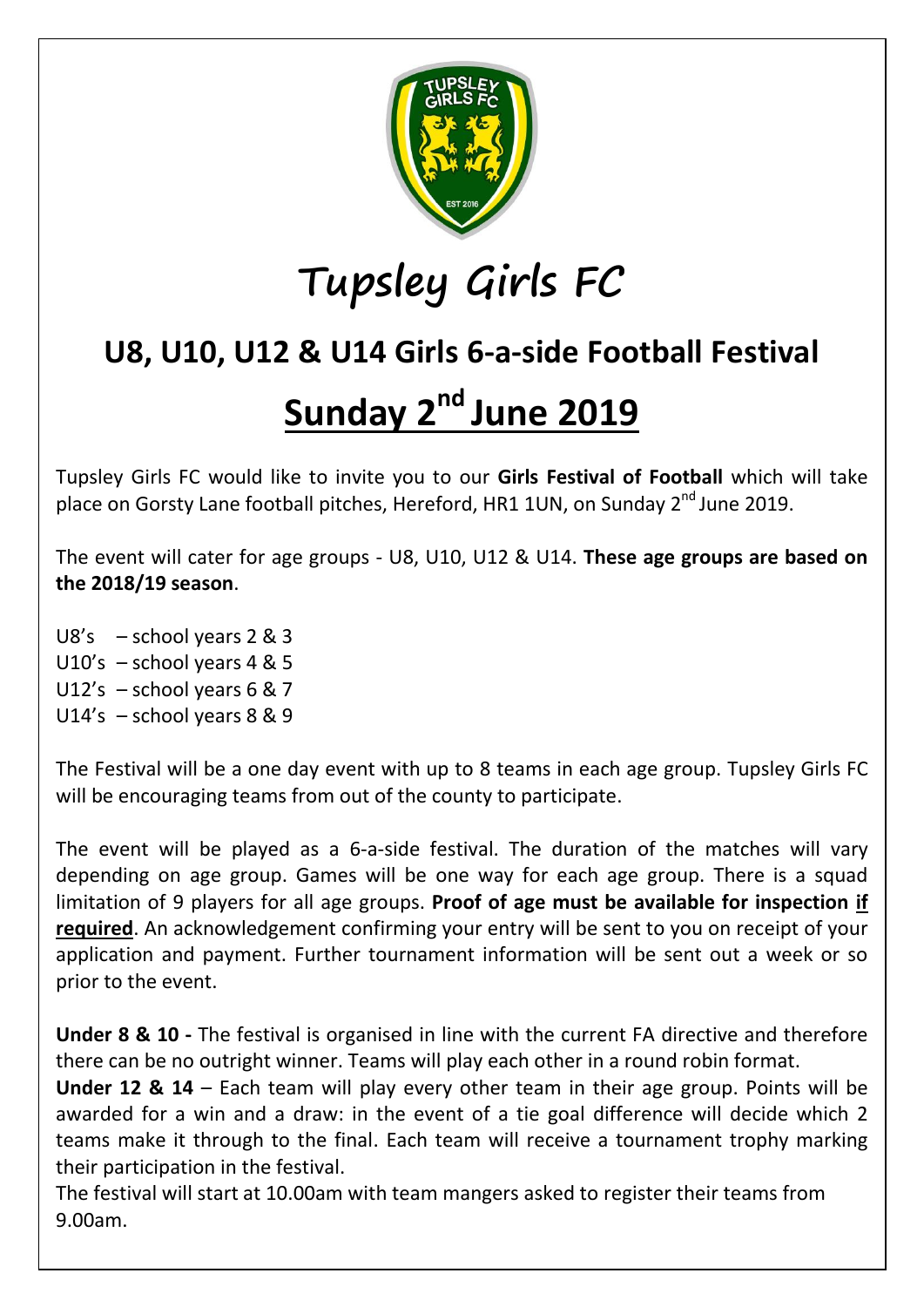# Tupsley Girls FC

## U8, U10, U12 & U14 Girls 6-a-side Football Festival

## Sunday 2nd June 2019

Tupsley Girls FC would like to invite you to our **Girls Festival of Football** which will take place on Gorsty Lane football pitches, Hereford, HR1 1UN, on Sunday 2nd June 2019.

The event will cater for age groups - U8, U10, U12 & U14. **These age groups are based on the 2018/19 season**.

U8's – school years 2 & 3
U10's – school years 4 & 5
U12's – school years 6 & 7
U14's – school years 8 & 9

The Festival will be a one day event with up to 8 teams in each age group. Tupsley Girls FC will be encouraging teams from out of the county to participate.

The event will be played as a 6-a-side festival. The duration of the matches will vary depending on age group. Games will be one way for each age group. There is a squad limitation of 9 players for all age groups. **Proof of age must be available for inspection <u>if required</u>**. An acknowledgement confirming your entry will be sent to you on receipt of your application and payment. Further tournament information will be sent out a week or so prior to the event.

**Under 8 & 10 -** The festival is organised in line with the current FA directive and therefore there can be no outright winner. Teams will play each other in a round robin format.
**Under 12 & 14** – Each team will play every other team in their age group. Points will be awarded for a win and a draw: in the event of a tie goal difference will decide which 2 teams make it through to the final. Each team will receive a tournament trophy marking their participation in the festival.
The festival will start at 10.00am with team mangers asked to register their teams from 9.00am.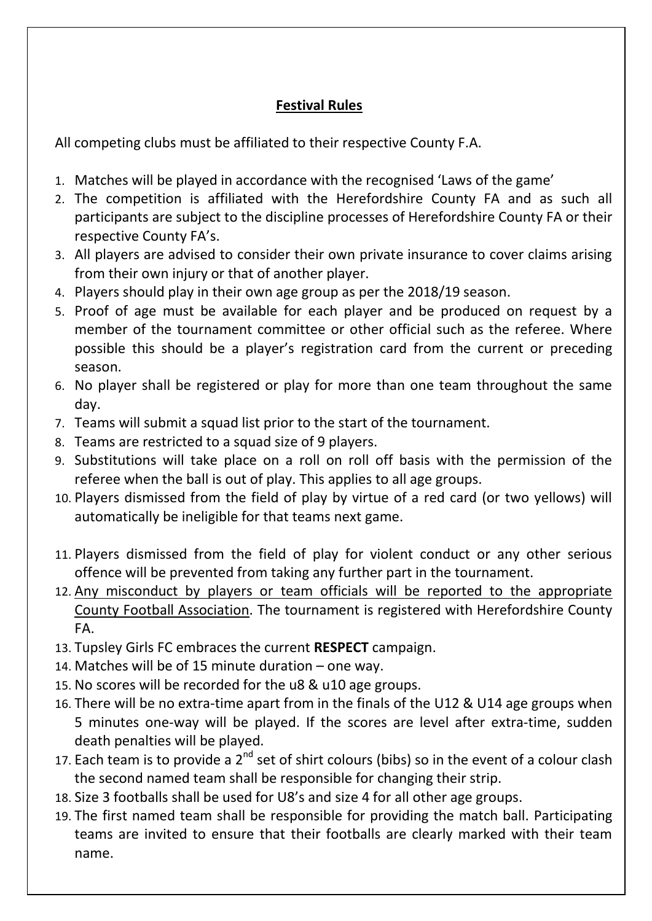## **Festival Rules**

All competing clubs must be affiliated to their respective County F.A.

1. Matches will be played in accordance with the recognised 'Laws of the game'
2. The competition is affiliated with the Herefordshire County FA and as such all participants are subject to the discipline processes of Herefordshire County FA or their respective County FA's.
3. All players are advised to consider their own private insurance to cover claims arising from their own injury or that of another player.
4. Players should play in their own age group as per the 2018/19 season.
5. Proof of age must be available for each player and be produced on request by a member of the tournament committee or other official such as the referee. Where possible this should be a player's registration card from the current or preceding season.
6. No player shall be registered or play for more than one team throughout the same day.
7. Teams will submit a squad list prior to the start of the tournament.
8. Teams are restricted to a squad size of 9 players.
9. Substitutions will take place on a roll on roll off basis with the permission of the referee when the ball is out of play. This applies to all age groups.
10. Players dismissed from the field of play by virtue of a red card (or two yellows) will automatically be ineligible for that teams next game.
11. Players dismissed from the field of play for violent conduct or any other serious offence will be prevented from taking any further part in the tournament.
12. <u>Any misconduct by players or team officials will be reported to the appropriate County Football Association</u>. The tournament is registered with Herefordshire County FA.
13. Tupsley Girls FC embraces the current **RESPECT** campaign.
14. Matches will be of 15 minute duration – one way.
15. No scores will be recorded for the u8 & u10 age groups.
16. There will be no extra-time apart from in the finals of the U12 & U14 age groups when 5 minutes one-way will be played. If the scores are level after extra-time, sudden death penalties will be played.
17. Each team is to provide a 2nd set of shirt colours (bibs) so in the event of a colour clash the second named team shall be responsible for changing their strip.
18. Size 3 footballs shall be used for U8's and size 4 for all other age groups.
19. The first named team shall be responsible for providing the match ball. Participating teams are invited to ensure that their footballs are clearly marked with their team name.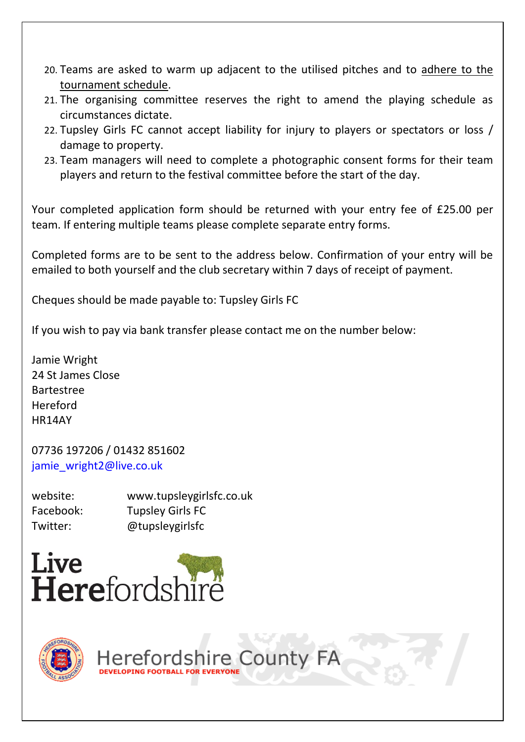20. Teams are asked to warm up adjacent to the utilised pitches and to adhere to the tournament schedule.
21. The organising committee reserves the right to amend the playing schedule as circumstances dictate.
22. Tupsley Girls FC cannot accept liability for injury to players or spectators or loss / damage to property.
23. Team managers will need to complete a photographic consent forms for their team players and return to the festival committee before the start of the day.

Your completed application form should be returned with your entry fee of £25.00 per team. If entering multiple teams please complete separate entry forms.

Completed forms are to be sent to the address below. Confirmation of your entry will be emailed to both yourself and the club secretary within 7 days of receipt of payment.

Cheques should be made payable to: Tupsley Girls FC

If you wish to pay via bank transfer please contact me on the number below:

Jamie Wright
24 St James Close
Bartestree
Hereford
HR14AY

07736 197206 / 01432 851602
jamie_wright2@live.co.uk

| | |
|---|---|
| website: | www.tupsleygirlsfc.co.uk |
| Facebook: | Tupsley Girls FC |
| Twitter: | @tupsleygirlsfc |

Live Herefordshire

Herefordshire County FA
DEVELOPING FOOTBALL FOR EVERYONE